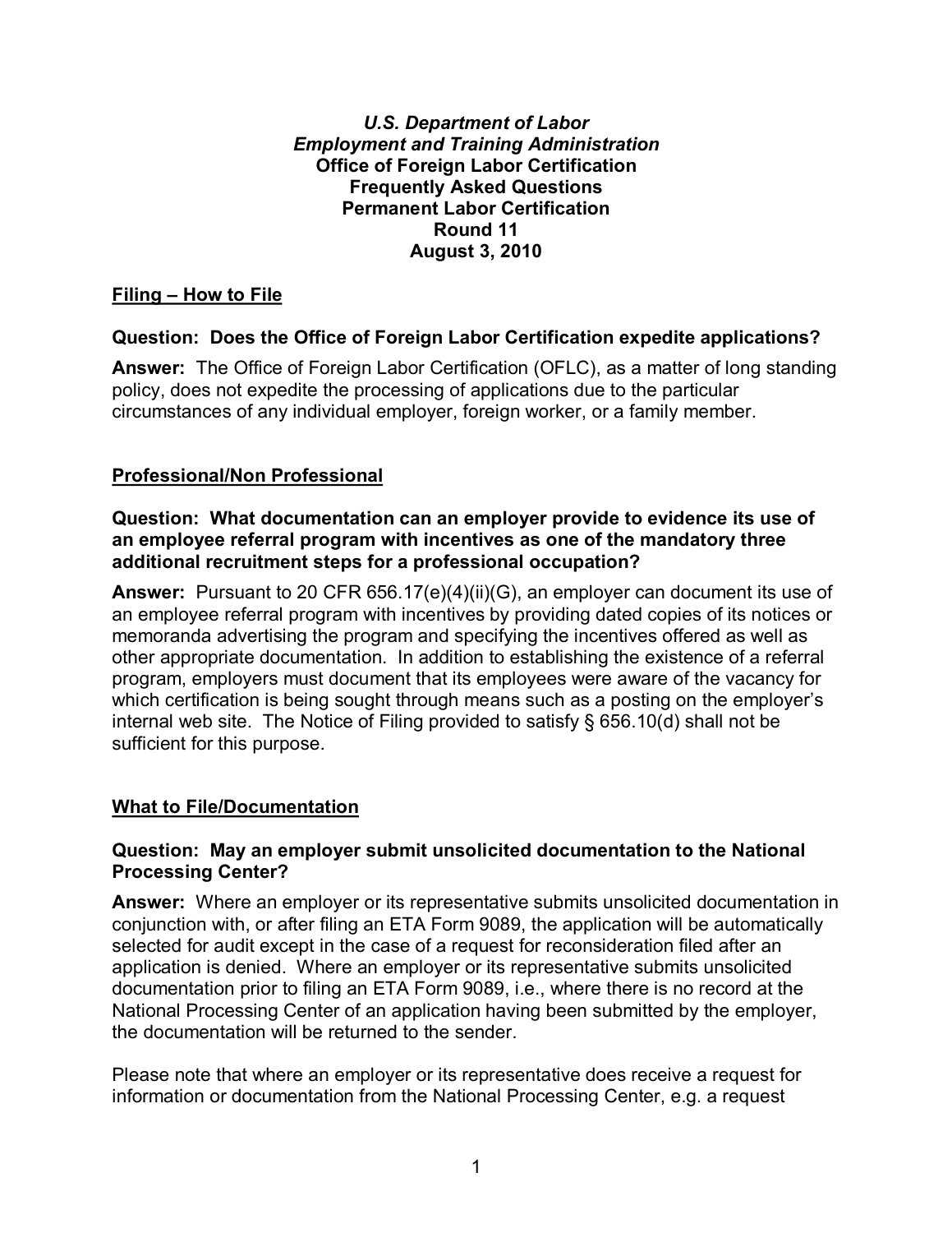***U.S. Department of Labor***
***Employment and Training Administration***
**Office of Foreign Labor Certification**
**Frequently Asked Questions**
**Permanent Labor Certification**
**Round 11**
**August 3, 2010**

## Filing – How to File

**Question: Does the Office of Foreign Labor Certification expedite applications?**

**Answer:** The Office of Foreign Labor Certification (OFLC), as a matter of long standing policy, does not expedite the processing of applications due to the particular circumstances of any individual employer, foreign worker, or a family member.

## Professional/Non Professional

**Question: What documentation can an employer provide to evidence its use of an employee referral program with incentives as one of the mandatory three additional recruitment steps for a professional occupation?**

**Answer:** Pursuant to 20 CFR 656.17(e)(4)(ii)(G), an employer can document its use of an employee referral program with incentives by providing dated copies of its notices or memoranda advertising the program and specifying the incentives offered as well as other appropriate documentation. In addition to establishing the existence of a referral program, employers must document that its employees were aware of the vacancy for which certification is being sought through means such as a posting on the employer's internal web site. The Notice of Filing provided to satisfy § 656.10(d) shall not be sufficient for this purpose.

## What to File/Documentation

**Question: May an employer submit unsolicited documentation to the National Processing Center?**

**Answer:** Where an employer or its representative submits unsolicited documentation in conjunction with, or after filing an ETA Form 9089, the application will be automatically selected for audit except in the case of a request for reconsideration filed after an application is denied. Where an employer or its representative submits unsolicited documentation prior to filing an ETA Form 9089, i.e., where there is no record at the National Processing Center of an application having been submitted by the employer, the documentation will be returned to the sender.

Please note that where an employer or its representative does receive a request for information or documentation from the National Processing Center, e.g. a request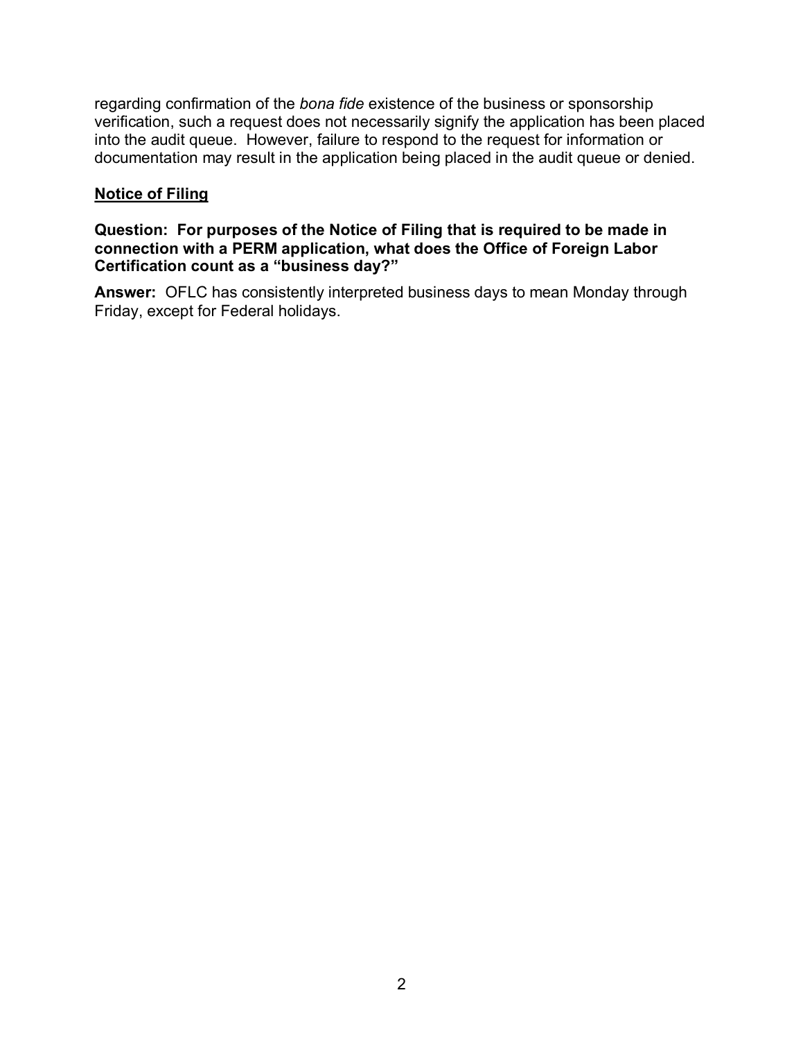regarding confirmation of the *bona fide* existence of the business or sponsorship verification, such a request does not necessarily signify the application has been placed into the audit queue. However, failure to respond to the request for information or documentation may result in the application being placed in the audit queue or denied.

## Notice of Filing

**Question: For purposes of the Notice of Filing that is required to be made in connection with a PERM application, what does the Office of Foreign Labor Certification count as a "business day?"**

**Answer:** OFLC has consistently interpreted business days to mean Monday through Friday, except for Federal holidays.